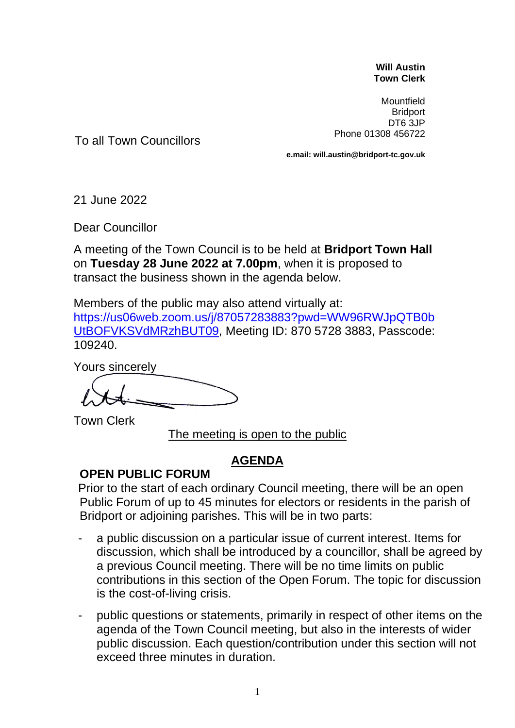**Will Austin**
**Town Clerk**

Mountfield
Bridport
DT6 3JP
Phone 01308 456722

To all Town Councillors

**e.mail: will.austin@bridport-tc.gov.uk**

21 June 2022

Dear Councillor

A meeting of the Town Council is to be held at **Bridport Town Hall** on **Tuesday 28 June 2022 at 7.00pm**, when it is proposed to transact the business shown in the agenda below.

Members of the public may also attend virtually at: [https://us06web.zoom.us/j/87057283883?pwd=WW96RWJpQTB0bUtBOFVKSVdMRzhBUT09](https://us06web.zoom.us/j/87057283883?pwd=WW96RWJpQTB0bUtBOFVKSVdMRzhBUT09), Meeting ID: 870 5728 3883, Passcode: 109240.

Yours sincerely

Town Clerk

The meeting is open to the public

## AGENDA

### OPEN PUBLIC FORUM

Prior to the start of each ordinary Council meeting, there will be an open Public Forum of up to 45 minutes for electors or residents in the parish of Bridport or adjoining parishes. This will be in two parts:

- a public discussion on a particular issue of current interest. Items for discussion, which shall be introduced by a councillor, shall be agreed by a previous Council meeting. There will be no time limits on public contributions in this section of the Open Forum. The topic for discussion is the cost-of-living crisis.
- public questions or statements, primarily in respect of other items on the agenda of the Town Council meeting, but also in the interests of wider public discussion. Each question/contribution under this section will not exceed three minutes in duration.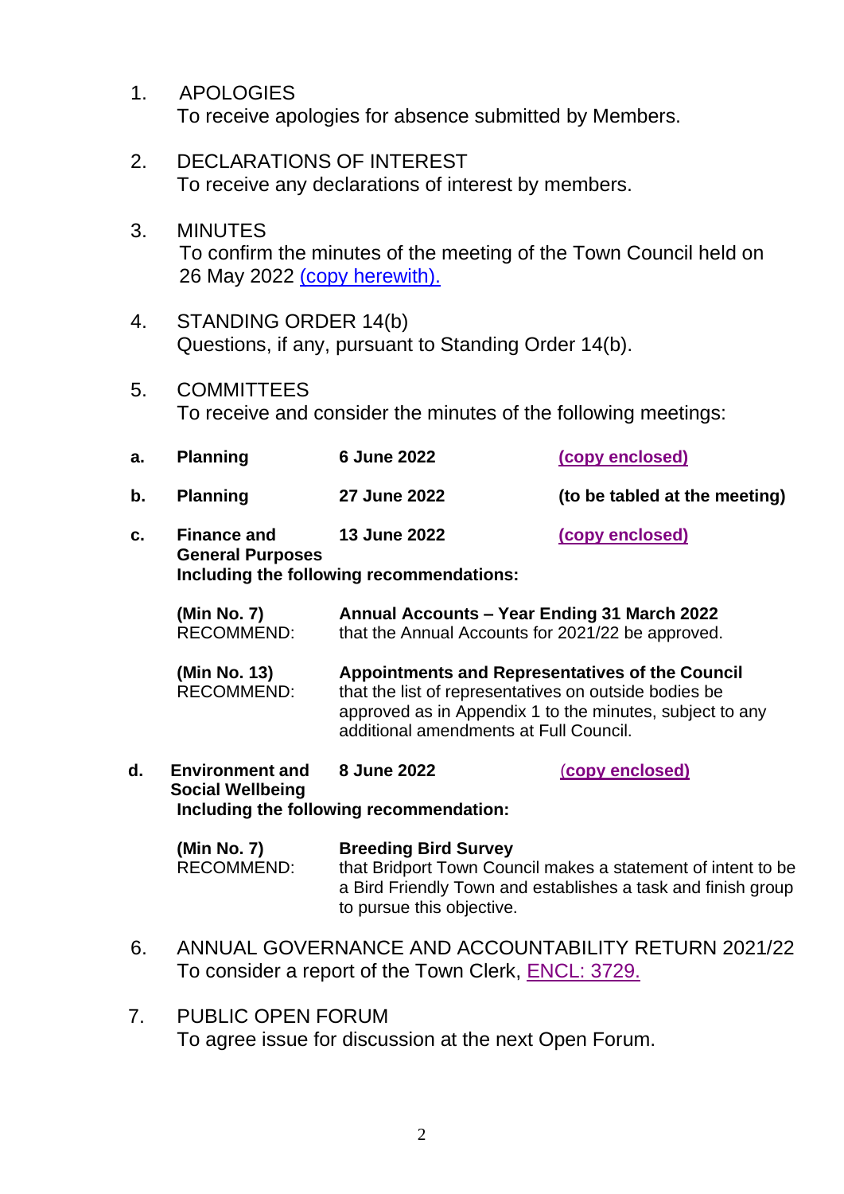1. APOLOGIES
   To receive apologies for absence submitted by Members.

2. DECLARATIONS OF INTEREST
   To receive any declarations of interest by members.

3. MINUTES
   To confirm the minutes of the meeting of the Town Council held on 26 May 2022 (copy herewith).

4. STANDING ORDER 14(b)
   Questions, if any, pursuant to Standing Order 14(b).

5. COMMITTEES
   To receive and consider the minutes of the following meetings:

**a.** **Planning** **6 June 2022** **(copy enclosed)**

**b.** **Planning** **27 June 2022** **(to be tabled at the meeting)**

**c.** **Finance and General Purposes** **13 June 2022** **(copy enclosed)**

**Including the following recommendations:**

**(Min No. 7)** **Annual Accounts – Year Ending 31 March 2022**
RECOMMEND: that the Annual Accounts for 2021/22 be approved.

**(Min No. 13)** **Appointments and Representatives of the Council**
RECOMMEND: that the list of representatives on outside bodies be approved as in Appendix 1 to the minutes, subject to any additional amendments at Full Council.

**d.** **Environment and Social Wellbeing** **8 June 2022** **(copy enclosed)**

**Including the following recommendation:**

**(Min No. 7)** **Breeding Bird Survey**
RECOMMEND: that Bridport Town Council makes a statement of intent to be a Bird Friendly Town and establishes a task and finish group to pursue this objective.

6. ANNUAL GOVERNANCE AND ACCOUNTABILITY RETURN 2021/22
   To consider a report of the Town Clerk, ENCL: 3729.

7. PUBLIC OPEN FORUM
   To agree issue for discussion at the next Open Forum.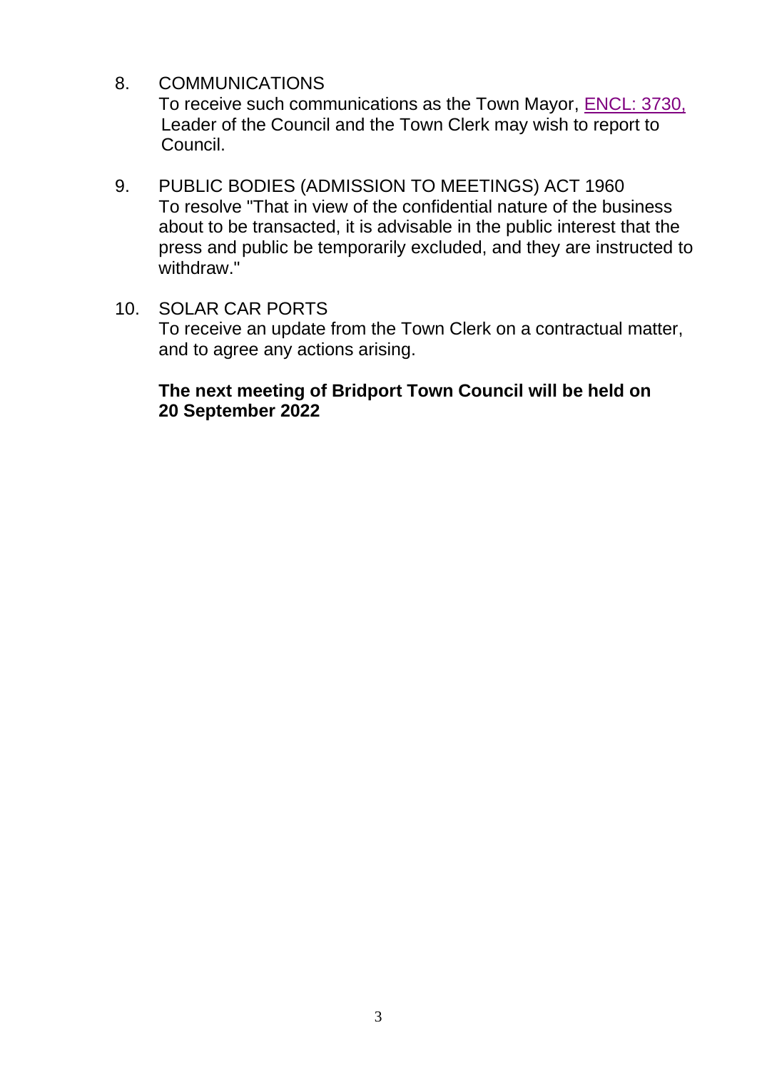8. COMMUNICATIONS
   To receive such communications as the Town Mayor, ENCL: 3730, Leader of the Council and the Town Clerk may wish to report to Council.

9. PUBLIC BODIES (ADMISSION TO MEETINGS) ACT 1960
   To resolve "That in view of the confidential nature of the business about to be transacted, it is advisable in the public interest that the press and public be temporarily excluded, and they are instructed to withdraw."

10. SOLAR CAR PORTS
    To receive an update from the Town Clerk on a contractual matter, and to agree any actions arising.

**The next meeting of Bridport Town Council will be held on 20 September 2022**